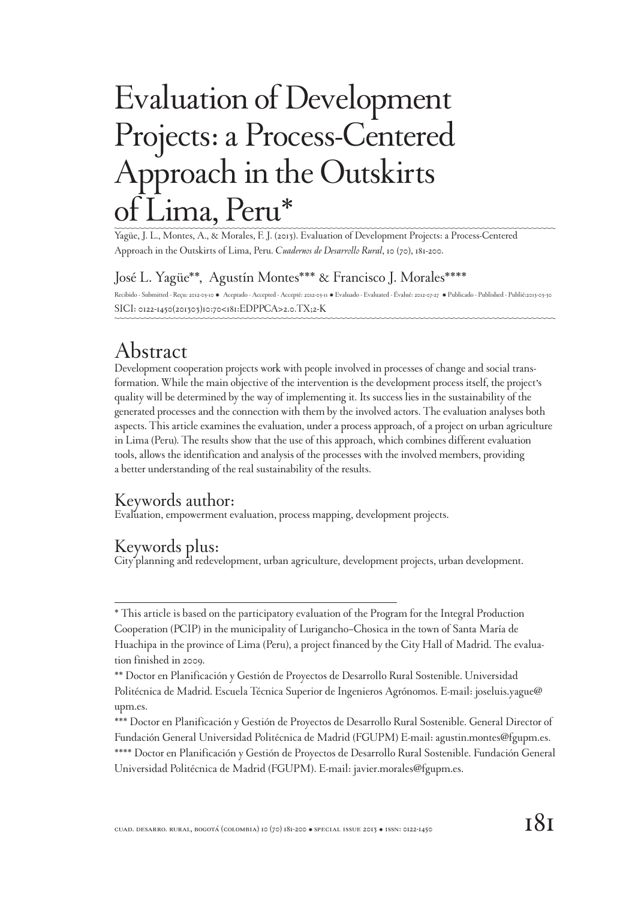# Evaluation of Development Projects: a Process-Centered Approach in the Outskirts of Lima, Peru*

Yagüe, J. L., Montes, A., & Morales, F. J. (2013). Evaluation of Development Projects: a Process-Centered Approach in the Outskirts of Lima, Peru. *Cuadernos de Desarrollo Rural*, 10 (70), 181-200.

José L. Yagüe**, Agustín Montes*** & Francisco J. Morales****

Recibido - Submitted - Reçu: 2012-05-10 • Aceptado - Accepted - Accepté: 2012-05-11 • Evaluado - Evaluated - Évalué: 2012-07-27 • Publicado - Published - Publié:2013-03-30

SICI: 0122-1450(201303)10:70<181:EDPPCA>2.0.TX;2-K

## Abstract

Development cooperation projects work with people involved in processes of change and social transformation. While the main objective of the intervention is the development process itself, the project's quality will be determined by the way of implementing it. Its success lies in the sustainability of the generated processes and the connection with them by the involved actors. The evaluation analyses both aspects. This article examines the evaluation, under a process approach, of a project on urban agriculture in Lima (Peru). The results show that the use of this approach, which combines different evaluation tools, allows the identification and analysis of the processes with the involved members, providing a better understanding of the real sustainability of the results.

### Keywords author:

Evaluation, empowerment evaluation, process mapping, development projects.

### Keywords plus:

City planning and redevelopment, urban agriculture, development projects, urban development.

---

* This article is based on the participatory evaluation of the Program for the Integral Production Cooperation (PCIP) in the municipality of Lurigancho–Chosica in the town of Santa María de Huachipa in the province of Lima (Peru), a project financed by the City Hall of Madrid. The evaluation finished in 2009.

** Doctor en Planificación y Gestión de Proyectos de Desarrollo Rural Sostenible. Universidad Politécnica de Madrid. Escuela Técnica Superior de Ingenieros Agrónomos. E-mail: joseluis.yague@upm.es.

*** Doctor en Planificación y Gestión de Proyectos de Desarrollo Rural Sostenible. General Director of Fundación General Universidad Politécnica de Madrid (FGUPM) E-mail: agustin.montes@fgupm.es.

**** Doctor en Planificación y Gestión de Proyectos de Desarrollo Rural Sostenible. Fundación General Universidad Politécnica de Madrid (FGUPM). E-mail: javier.morales@fgupm.es.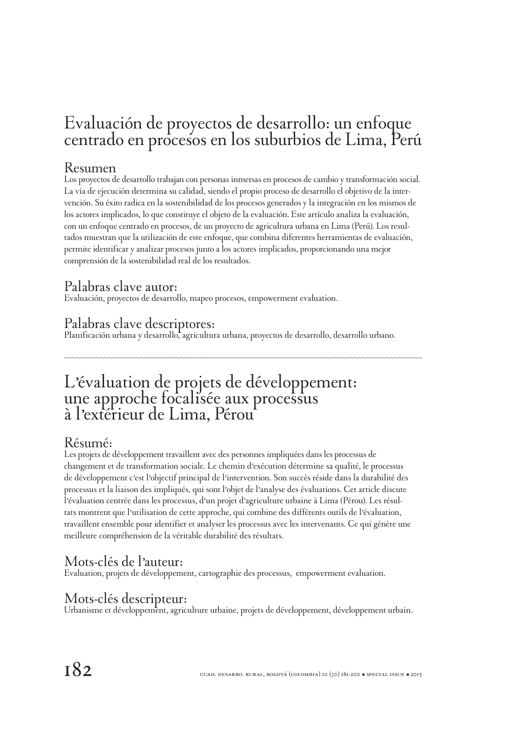# Evaluación de proyectos de desarrollo: un enfoque centrado en procesos en los suburbios de Lima, Perú

## Resumen

Los proyectos de desarrollo trabajan con personas inmersas en procesos de cambio y transformación social. La vía de ejecución determina su calidad, siendo el propio proceso de desarrollo el objetivo de la intervención. Su éxito radica en la sostenibilidad de los procesos generados y la integración en los mismos de los actores implicados, lo que constituye el objeto de la evaluación. Este artículo analiza la evaluación, con un enfoque centrado en procesos, de un proyecto de agricultura urbana en Lima (Perú). Los resultados muestran que la utilización de este enfoque, que combina diferentes herramientas de evaluación, permite identificar y analizar procesos junto a los actores implicados, proporcionando una mejor comprensión de la sostenibilidad real de los resultados.

## Palabras clave autor:

Evaluación, proyectos de desarrollo, mapeo procesos, empowerment evaluation.

## Palabras clave descriptores:

Planificación urbana y desarrollo, agricultura urbana, proyectos de desarrollo, desarrollo urbano.

---

# L'évaluation de projets de développement: une approche focalisée aux processus à l'extérieur de Lima, Pérou

## Résumé:

Les projets de développement travaillent avec des personnes impliquées dans les processus de changement et de transformation sociale. Le chemin d'exécution détermine sa qualité, le processus de développement c'est l'objectif principal de l'intervention. Son succès réside dans la durabilité des processus et la liaison des impliqués, qui sont l'objet de l'analyse des évaluations. Cet article discute l'évaluation centrée dans les processus, d'un projet d'agriculture urbaine à Lima (Pérou). Les résultats montrent que l'utilisation de cette approche, qui combine des différents outils de l'évaluation, travaillent ensemble pour identifier et analyser les processus avec les intervenants. Ce qui génère une meilleure compréhension de la véritable durabilité des résultats.

## Mots-clés de l'auteur:

Evaluation, projets de développement, cartographie des processus, empowerment evaluation.

## Mots-clés descripteur:

Urbanisme et développement, agriculture urbaine, projets de développement, développement urbain.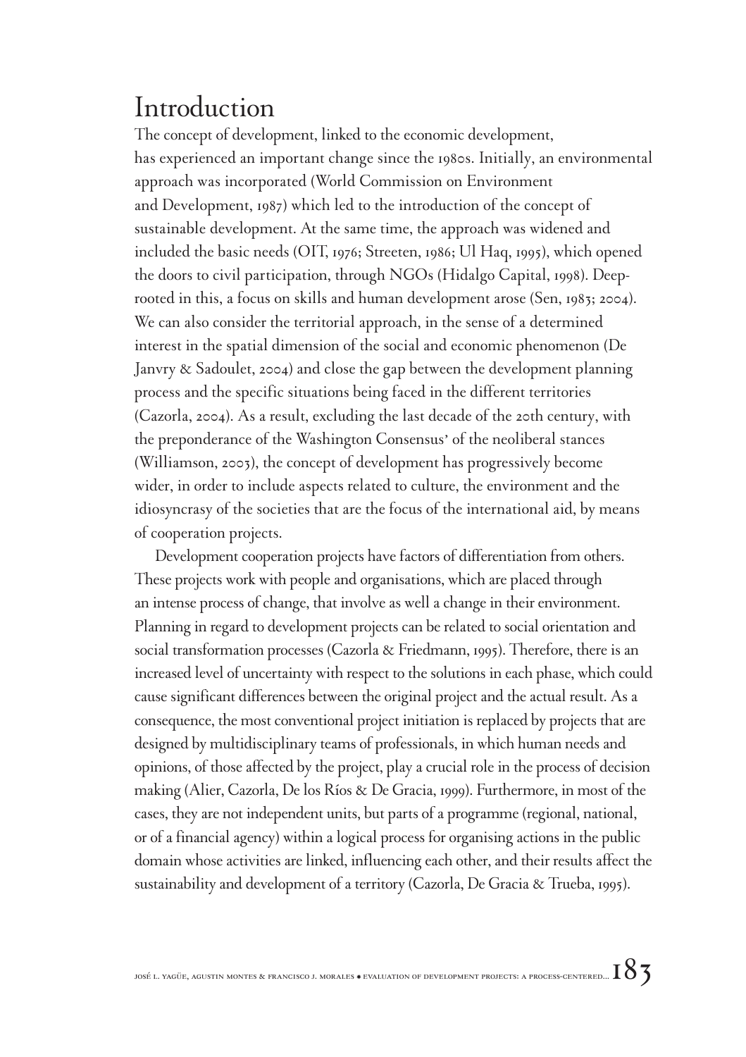# Introduction

The concept of development, linked to the economic development, has experienced an important change since the 1980s. Initially, an environmental approach was incorporated (World Commission on Environment and Development, 1987) which led to the introduction of the concept of sustainable development. At the same time, the approach was widened and included the basic needs (OIT, 1976; Streeten, 1986; Ul Haq, 1995), which opened the doors to civil participation, through NGOs (Hidalgo Capital, 1998). Deep-rooted in this, a focus on skills and human development arose (Sen, 1983; 2004). We can also consider the territorial approach, in the sense of a determined interest in the spatial dimension of the social and economic phenomenon (De Janvry & Sadoulet, 2004) and close the gap between the development planning process and the specific situations being faced in the different territories (Cazorla, 2004). As a result, excluding the last decade of the 20th century, with the preponderance of the Washington Consensus' of the neoliberal stances (Williamson, 2003), the concept of development has progressively become wider, in order to include aspects related to culture, the environment and the idiosyncrasy of the societies that are the focus of the international aid, by means of cooperation projects.

Development cooperation projects have factors of differentiation from others. These projects work with people and organisations, which are placed through an intense process of change, that involve as well a change in their environment. Planning in regard to development projects can be related to social orientation and social transformation processes (Cazorla & Friedmann, 1995). Therefore, there is an increased level of uncertainty with respect to the solutions in each phase, which could cause significant differences between the original project and the actual result. As a consequence, the most conventional project initiation is replaced by projects that are designed by multidisciplinary teams of professionals, in which human needs and opinions, of those affected by the project, play a crucial role in the process of decision making (Alier, Cazorla, De los Ríos & De Gracia, 1999). Furthermore, in most of the cases, they are not independent units, but parts of a programme (regional, national, or of a financial agency) within a logical process for organising actions in the public domain whose activities are linked, influencing each other, and their results affect the sustainability and development of a territory (Cazorla, De Gracia & Trueba, 1995).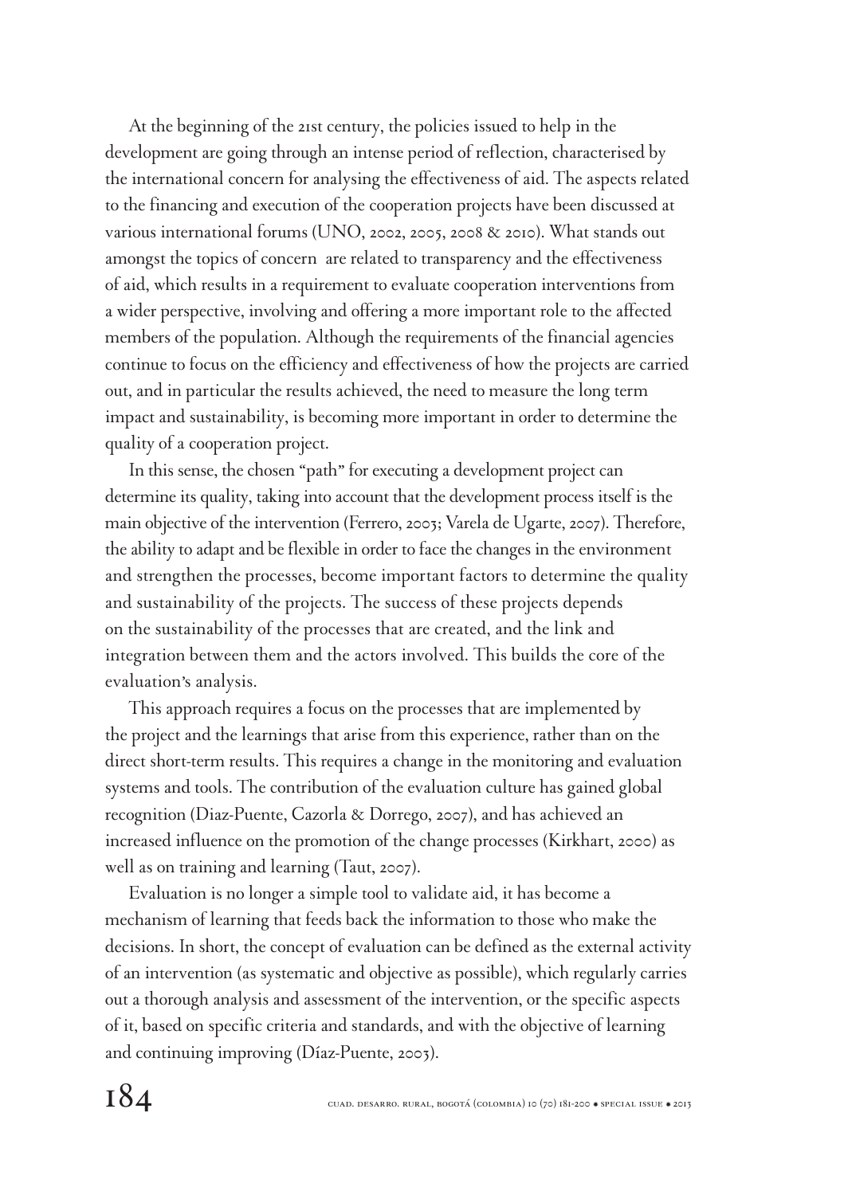At the beginning of the 21st century, the policies issued to help in the development are going through an intense period of reflection, characterised by the international concern for analysing the effectiveness of aid. The aspects related to the financing and execution of the cooperation projects have been discussed at various international forums (UNO, 2002, 2005, 2008 & 2010). What stands out amongst the topics of concern are related to transparency and the effectiveness of aid, which results in a requirement to evaluate cooperation interventions from a wider perspective, involving and offering a more important role to the affected members of the population. Although the requirements of the financial agencies continue to focus on the efficiency and effectiveness of how the projects are carried out, and in particular the results achieved, the need to measure the long term impact and sustainability, is becoming more important in order to determine the quality of a cooperation project.

In this sense, the chosen "path" for executing a development project can determine its quality, taking into account that the development process itself is the main objective of the intervention (Ferrero, 2003; Varela de Ugarte, 2007). Therefore, the ability to adapt and be flexible in order to face the changes in the environment and strengthen the processes, become important factors to determine the quality and sustainability of the projects. The success of these projects depends on the sustainability of the processes that are created, and the link and integration between them and the actors involved. This builds the core of the evaluation's analysis.

This approach requires a focus on the processes that are implemented by the project and the learnings that arise from this experience, rather than on the direct short-term results. This requires a change in the monitoring and evaluation systems and tools. The contribution of the evaluation culture has gained global recognition (Diaz-Puente, Cazorla & Dorrego, 2007), and has achieved an increased influence on the promotion of the change processes (Kirkhart, 2000) as well as on training and learning (Taut, 2007).

Evaluation is no longer a simple tool to validate aid, it has become a mechanism of learning that feeds back the information to those who make the decisions. In short, the concept of evaluation can be defined as the external activity of an intervention (as systematic and objective as possible), which regularly carries out a thorough analysis and assessment of the intervention, or the specific aspects of it, based on specific criteria and standards, and with the objective of learning and continuing improving (Díaz-Puente, 2003).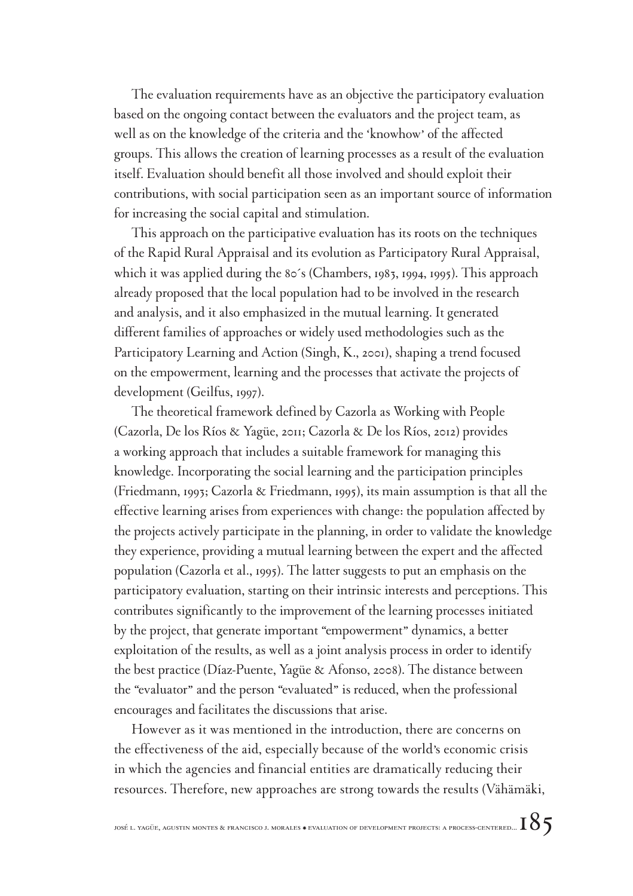The evaluation requirements have as an objective the participatory evaluation based on the ongoing contact between the evaluators and the project team, as well as on the knowledge of the criteria and the 'knowhow' of the affected groups. This allows the creation of learning processes as a result of the evaluation itself. Evaluation should benefit all those involved and should exploit their contributions, with social participation seen as an important source of information for increasing the social capital and stimulation.

This approach on the participative evaluation has its roots on the techniques of the Rapid Rural Appraisal and its evolution as Participatory Rural Appraisal, which it was applied during the 80´s (Chambers, 1983, 1994, 1995). This approach already proposed that the local population had to be involved in the research and analysis, and it also emphasized in the mutual learning. It generated different families of approaches or widely used methodologies such as the Participatory Learning and Action (Singh, K., 2001), shaping a trend focused on the empowerment, learning and the processes that activate the projects of development (Geilfus, 1997).

The theoretical framework defined by Cazorla as Working with People (Cazorla, De los Ríos & Yagüe, 2011; Cazorla & De los Ríos, 2012) provides a working approach that includes a suitable framework for managing this knowledge. Incorporating the social learning and the participation principles (Friedmann, 1993; Cazorla & Friedmann, 1995), its main assumption is that all the effective learning arises from experiences with change: the population affected by the projects actively participate in the planning, in order to validate the knowledge they experience, providing a mutual learning between the expert and the affected population (Cazorla et al., 1995). The latter suggests to put an emphasis on the participatory evaluation, starting on their intrinsic interests and perceptions. This contributes significantly to the improvement of the learning processes initiated by the project, that generate important "empowerment" dynamics, a better exploitation of the results, as well as a joint analysis process in order to identify the best practice (Díaz-Puente, Yagüe & Afonso, 2008). The distance between the "evaluator" and the person "evaluated" is reduced, when the professional encourages and facilitates the discussions that arise.

However as it was mentioned in the introduction, there are concerns on the effectiveness of the aid, especially because of the world's economic crisis in which the agencies and financial entities are dramatically reducing their resources. Therefore, new approaches are strong towards the results (Vähämäki,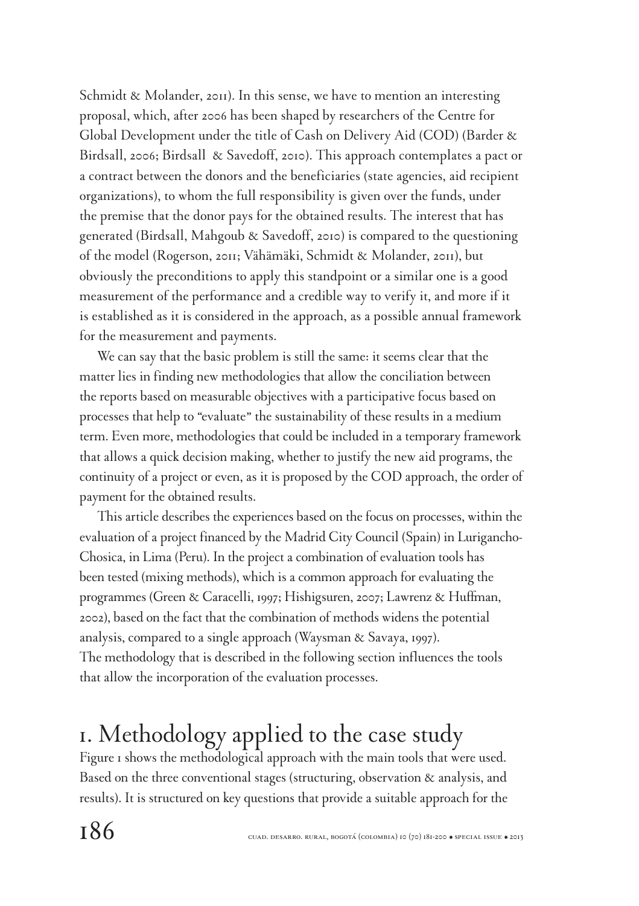Schmidt & Molander, 2011). In this sense, we have to mention an interesting proposal, which, after 2006 has been shaped by researchers of the Centre for Global Development under the title of Cash on Delivery Aid (COD) (Barder & Birdsall, 2006; Birdsall & Savedoff, 2010). This approach contemplates a pact or a contract between the donors and the beneficiaries (state agencies, aid recipient organizations), to whom the full responsibility is given over the funds, under the premise that the donor pays for the obtained results. The interest that has generated (Birdsall, Mahgoub & Savedoff, 2010) is compared to the questioning of the model (Rogerson, 2011; Vähämäki, Schmidt & Molander, 2011), but obviously the preconditions to apply this standpoint or a similar one is a good measurement of the performance and a credible way to verify it, and more if it is established as it is considered in the approach, as a possible annual framework for the measurement and payments.

We can say that the basic problem is still the same: it seems clear that the matter lies in finding new methodologies that allow the conciliation between the reports based on measurable objectives with a participative focus based on processes that help to "evaluate" the sustainability of these results in a medium term. Even more, methodologies that could be included in a temporary framework that allows a quick decision making, whether to justify the new aid programs, the continuity of a project or even, as it is proposed by the COD approach, the order of payment for the obtained results.

This article describes the experiences based on the focus on processes, within the evaluation of a project financed by the Madrid City Council (Spain) in Lurigancho-Chosica, in Lima (Peru). In the project a combination of evaluation tools has been tested (mixing methods), which is a common approach for evaluating the programmes (Green & Caracelli, 1997; Hishigsuren, 2007; Lawrenz & Huffman, 2002), based on the fact that the combination of methods widens the potential analysis, compared to a single approach (Waysman & Savaya, 1997). The methodology that is described in the following section influences the tools that allow the incorporation of the evaluation processes.

# 1. Methodology applied to the case study

Figure 1 shows the methodological approach with the main tools that were used. Based on the three conventional stages (structuring, observation & analysis, and results). It is structured on key questions that provide a suitable approach for the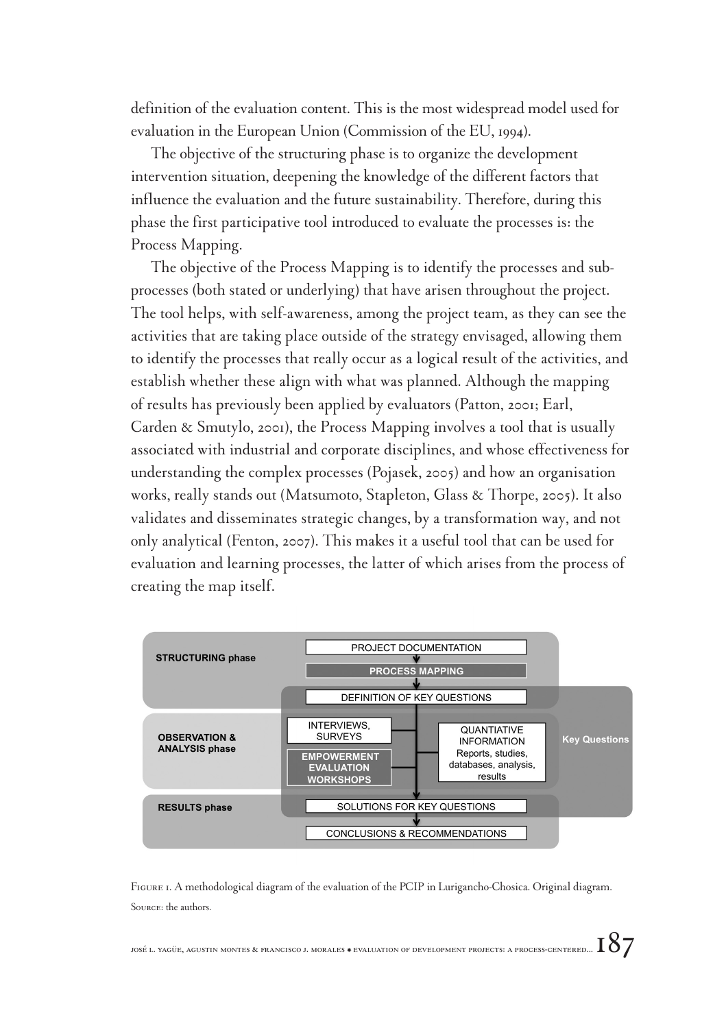definition of the evaluation content. This is the most widespread model used for evaluation in the European Union (Commission of the EU, 1994).

The objective of the structuring phase is to organize the development intervention situation, deepening the knowledge of the different factors that influence the evaluation and the future sustainability. Therefore, during this phase the first participative tool introduced to evaluate the processes is: the Process Mapping.

The objective of the Process Mapping is to identify the processes and sub-processes (both stated or underlying) that have arisen throughout the project. The tool helps, with self-awareness, among the project team, as they can see the activities that are taking place outside of the strategy envisaged, allowing them to identify the processes that really occur as a logical result of the activities, and establish whether these align with what was planned. Although the mapping of results has previously been applied by evaluators (Patton, 2001; Earl, Carden & Smutylo, 2001), the Process Mapping involves a tool that is usually associated with industrial and corporate disciplines, and whose effectiveness for understanding the complex processes (Pojasek, 2005) and how an organisation works, really stands out (Matsumoto, Stapleton, Glass & Thorpe, 2005). It also validates and disseminates strategic changes, by a transformation way, and not only analytical (Fenton, 2007). This makes it a useful tool that can be used for evaluation and learning processes, the latter of which arises from the process of creating the map itself.

**STRUCTURING phase**: PROJECT DOCUMENTATION → PROCESS MAPPING → DEFINITION OF KEY QUESTIONS

**OBSERVATION & ANALYSIS phase**: INTERVIEWS, SURVEYS; EMPOWERMENT EVALUATION WORKSHOPS; QUANTIATIVE INFORMATION Reports, studies, databases, analysis, results

**RESULTS phase**: SOLUTIONS FOR KEY QUESTIONS → CONCLUSIONS & RECOMMENDATIONS

Key Questions

Figure 1. A methodological diagram of the evaluation of the PCIP in Lurigancho-Chosica. Original diagram. Source: the authors.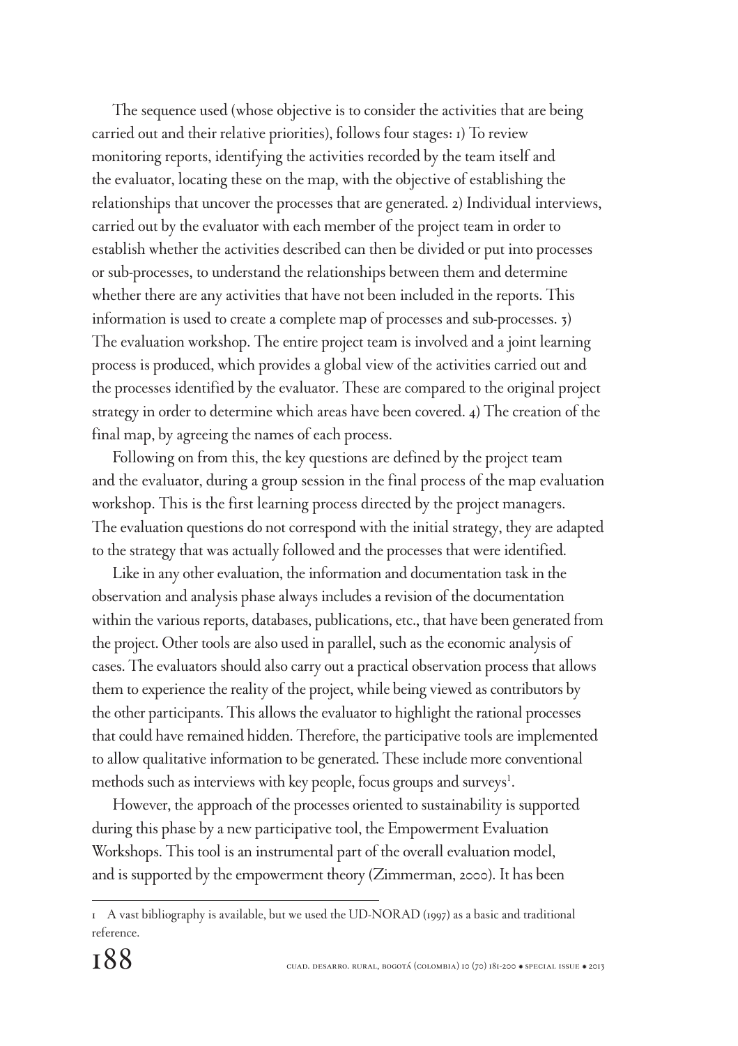The sequence used (whose objective is to consider the activities that are being carried out and their relative priorities), follows four stages: 1) To review monitoring reports, identifying the activities recorded by the team itself and the evaluator, locating these on the map, with the objective of establishing the relationships that uncover the processes that are generated. 2) Individual interviews, carried out by the evaluator with each member of the project team in order to establish whether the activities described can then be divided or put into processes or sub-processes, to understand the relationships between them and determine whether there are any activities that have not been included in the reports. This information is used to create a complete map of processes and sub-processes. 3) The evaluation workshop. The entire project team is involved and a joint learning process is produced, which provides a global view of the activities carried out and the processes identified by the evaluator. These are compared to the original project strategy in order to determine which areas have been covered. 4) The creation of the final map, by agreeing the names of each process.

Following on from this, the key questions are defined by the project team and the evaluator, during a group session in the final process of the map evaluation workshop. This is the first learning process directed by the project managers. The evaluation questions do not correspond with the initial strategy, they are adapted to the strategy that was actually followed and the processes that were identified.

Like in any other evaluation, the information and documentation task in the observation and analysis phase always includes a revision of the documentation within the various reports, databases, publications, etc., that have been generated from the project. Other tools are also used in parallel, such as the economic analysis of cases. The evaluators should also carry out a practical observation process that allows them to experience the reality of the project, while being viewed as contributors by the other participants. This allows the evaluator to highlight the rational processes that could have remained hidden. Therefore, the participative tools are implemented to allow qualitative information to be generated. These include more conventional methods such as interviews with key people, focus groups and surveys[1].

However, the approach of the processes oriented to sustainability is supported during this phase by a new participative tool, the Empowerment Evaluation Workshops. This tool is an instrumental part of the overall evaluation model, and is supported by the empowerment theory (Zimmerman, 2000). It has been

---

1 A vast bibliography is available, but we used the UD-NORAD (1997) as a basic and traditional reference.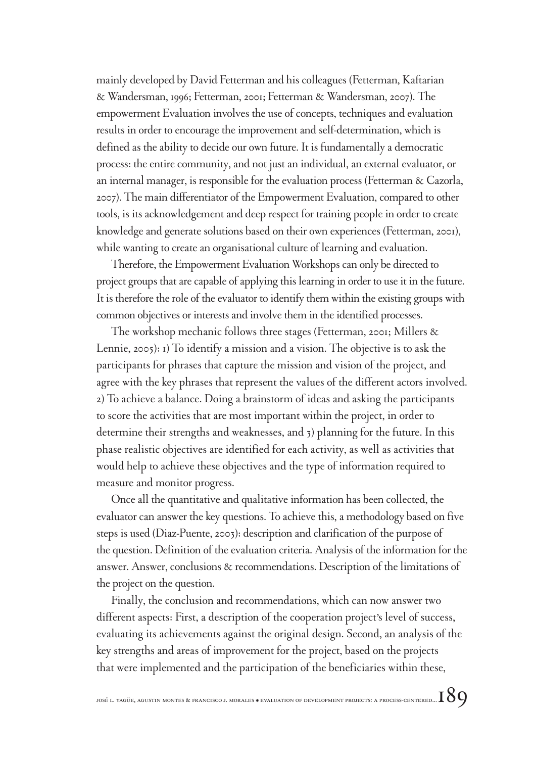mainly developed by David Fetterman and his colleagues (Fetterman, Kaftarian & Wandersman, 1996; Fetterman, 2001; Fetterman & Wandersman, 2007). The empowerment Evaluation involves the use of concepts, techniques and evaluation results in order to encourage the improvement and self-determination, which is defined as the ability to decide our own future. It is fundamentally a democratic process: the entire community, and not just an individual, an external evaluator, or an internal manager, is responsible for the evaluation process (Fetterman & Cazorla, 2007). The main differentiator of the Empowerment Evaluation, compared to other tools, is its acknowledgement and deep respect for training people in order to create knowledge and generate solutions based on their own experiences (Fetterman, 2001), while wanting to create an organisational culture of learning and evaluation.

Therefore, the Empowerment Evaluation Workshops can only be directed to project groups that are capable of applying this learning in order to use it in the future. It is therefore the role of the evaluator to identify them within the existing groups with common objectives or interests and involve them in the identified processes.

The workshop mechanic follows three stages (Fetterman, 2001; Millers & Lennie, 2005): 1) To identify a mission and a vision. The objective is to ask the participants for phrases that capture the mission and vision of the project, and agree with the key phrases that represent the values of the different actors involved. 2) To achieve a balance. Doing a brainstorm of ideas and asking the participants to score the activities that are most important within the project, in order to determine their strengths and weaknesses, and 3) planning for the future. In this phase realistic objectives are identified for each activity, as well as activities that would help to achieve these objectives and the type of information required to measure and monitor progress.

Once all the quantitative and qualitative information has been collected, the evaluator can answer the key questions. To achieve this, a methodology based on five steps is used (Diaz-Puente, 2003): description and clarification of the purpose of the question. Definition of the evaluation criteria. Analysis of the information for the answer. Answer, conclusions & recommendations. Description of the limitations of the project on the question.

Finally, the conclusion and recommendations, which can now answer two different aspects: First, a description of the cooperation project's level of success, evaluating its achievements against the original design. Second, an analysis of the key strengths and areas of improvement for the project, based on the projects that were implemented and the participation of the beneficiaries within these,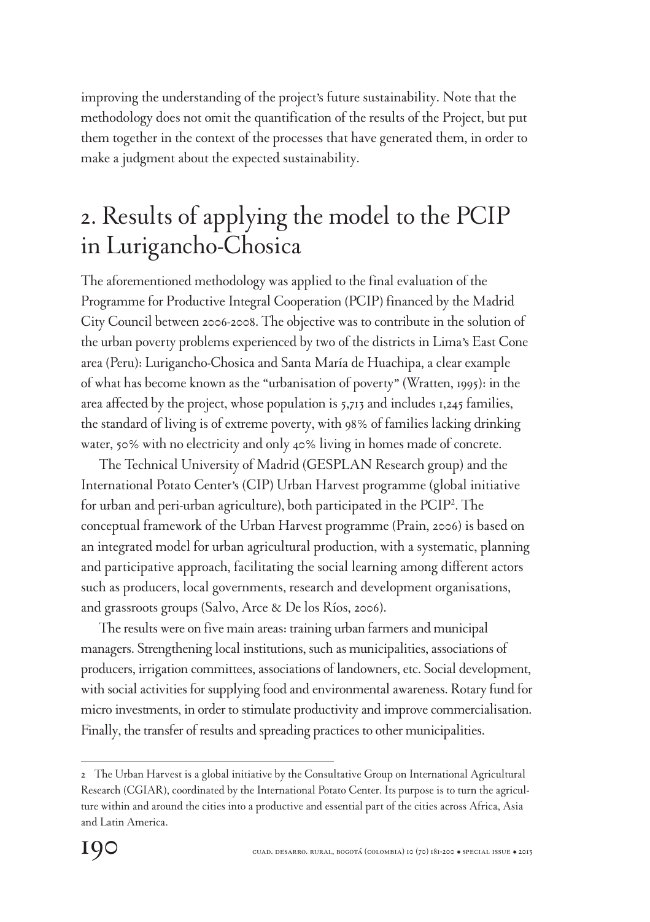improving the understanding of the project's future sustainability. Note that the methodology does not omit the quantification of the results of the Project, but put them together in the context of the processes that have generated them, in order to make a judgment about the expected sustainability.

## 2. Results of applying the model to the PCIP in Lurigancho-Chosica

The aforementioned methodology was applied to the final evaluation of the Programme for Productive Integral Cooperation (PCIP) financed by the Madrid City Council between 2006-2008. The objective was to contribute in the solution of the urban poverty problems experienced by two of the districts in Lima's East Cone area (Peru): Lurigancho-Chosica and Santa María de Huachipa, a clear example of what has become known as the "urbanisation of poverty" (Wratten, 1995): in the area affected by the project, whose population is 5,713 and includes 1,245 families, the standard of living is of extreme poverty, with 98% of families lacking drinking water, 50% with no electricity and only 40% living in homes made of concrete.

The Technical University of Madrid (GESPLAN Research group) and the International Potato Center's (CIP) Urban Harvest programme (global initiative for urban and peri-urban agriculture), both participated in the PCIP[2]. The conceptual framework of the Urban Harvest programme (Prain, 2006) is based on an integrated model for urban agricultural production, with a systematic, planning and participative approach, facilitating the social learning among different actors such as producers, local governments, research and development organisations, and grassroots groups (Salvo, Arce & De los Ríos, 2006).

The results were on five main areas: training urban farmers and municipal managers. Strengthening local institutions, such as municipalities, associations of producers, irrigation committees, associations of landowners, etc. Social development, with social activities for supplying food and environmental awareness. Rotary fund for micro investments, in order to stimulate productivity and improve commercialisation. Finally, the transfer of results and spreading practices to other municipalities.

---

[2] The Urban Harvest is a global initiative by the Consultative Group on International Agricultural Research (CGIAR), coordinated by the International Potato Center. Its purpose is to turn the agriculture within and around the cities into a productive and essential part of the cities across Africa, Asia and Latin America.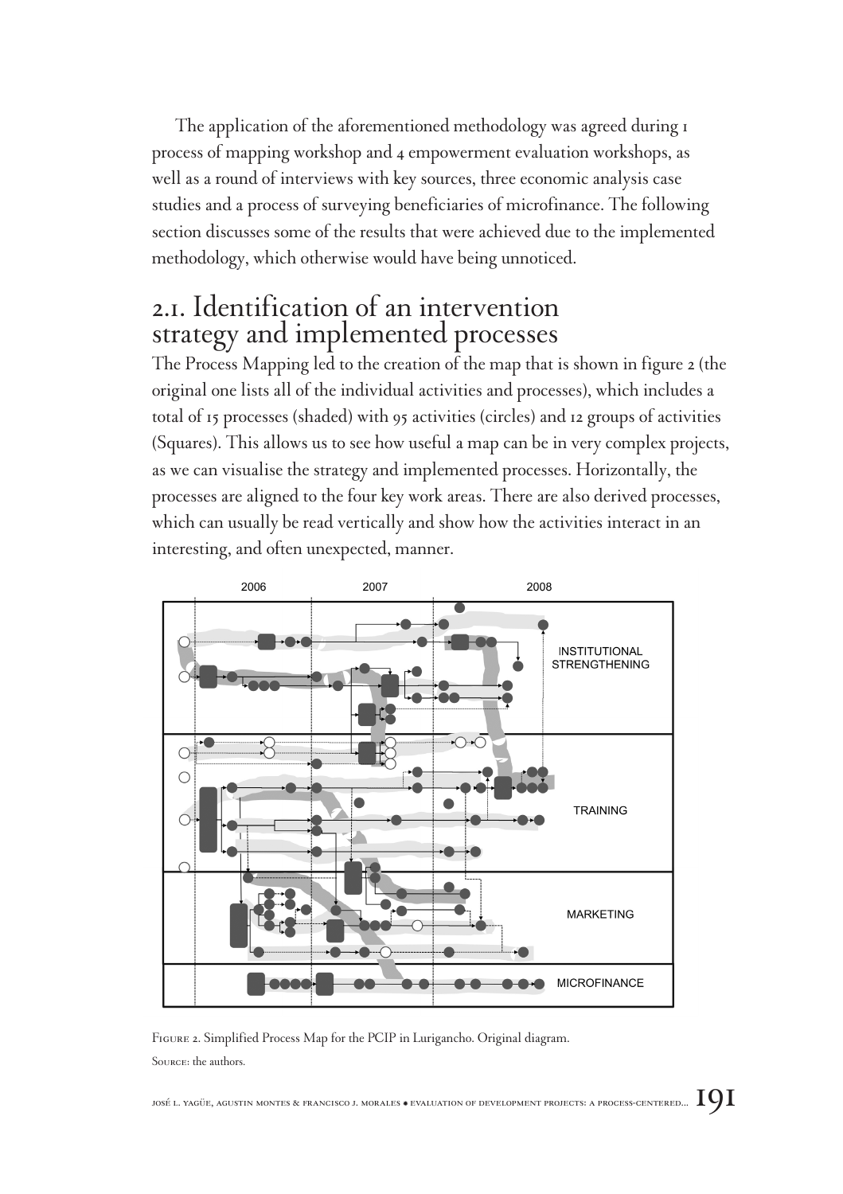The application of the aforementioned methodology was agreed during 1 process of mapping workshop and 4 empowerment evaluation workshops, as well as a round of interviews with key sources, three economic analysis case studies and a process of surveying beneficiaries of microfinance. The following section discusses some of the results that were achieved due to the implemented methodology, which otherwise would have being unnoticed.

## 2.1. Identification of an intervention strategy and implemented processes

The Process Mapping led to the creation of the map that is shown in figure 2 (the original one lists all of the individual activities and processes), which includes a total of 15 processes (shaded) with 95 activities (circles) and 12 groups of activities (Squares). This allows us to see how useful a map can be in very complex projects, as we can visualise the strategy and implemented processes. Horizontally, the processes are aligned to the four key work areas. There are also derived processes, which can usually be read vertically and show how the activities interact in an interesting, and often unexpected, manner.

Figure 2. Simplified Process Map for the PCIP in Lurigancho. Original diagram.

Source: the authors.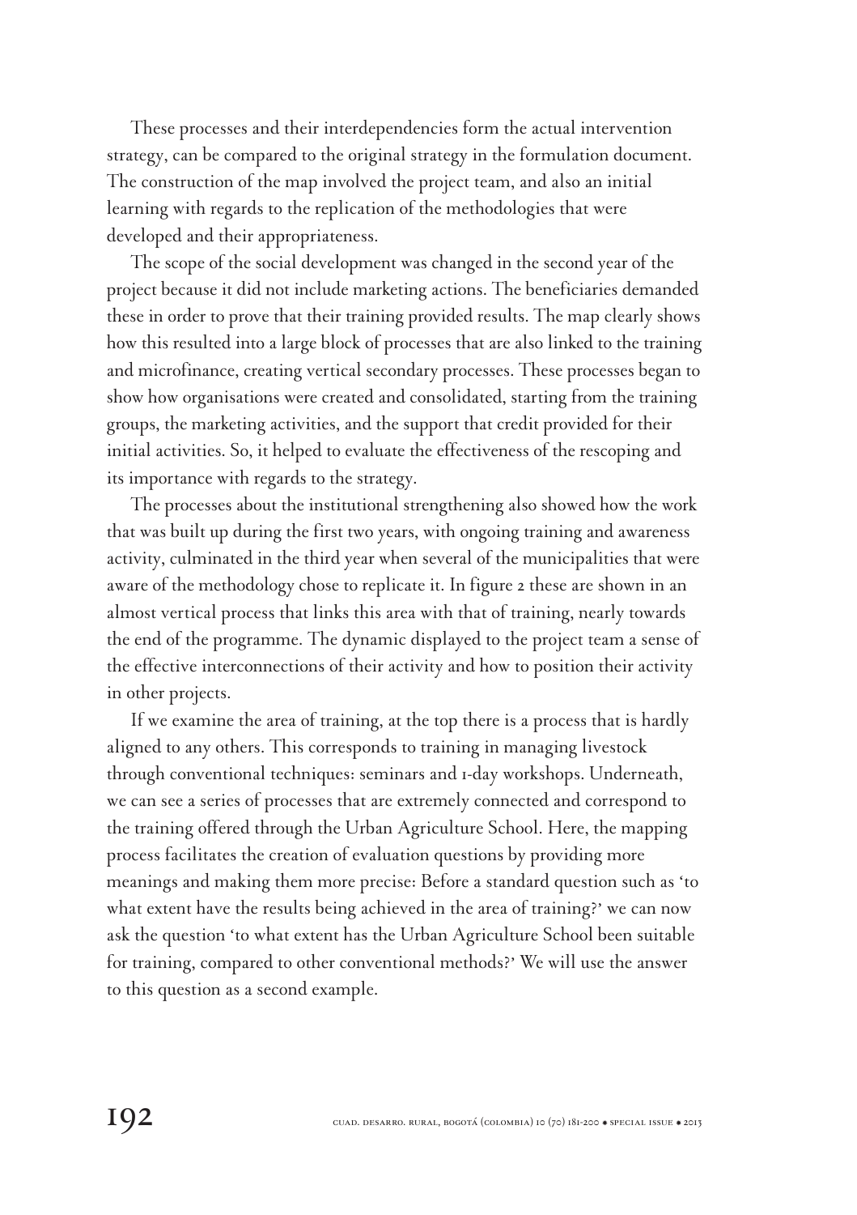These processes and their interdependencies form the actual intervention strategy, can be compared to the original strategy in the formulation document. The construction of the map involved the project team, and also an initial learning with regards to the replication of the methodologies that were developed and their appropriateness.

The scope of the social development was changed in the second year of the project because it did not include marketing actions. The beneficiaries demanded these in order to prove that their training provided results. The map clearly shows how this resulted into a large block of processes that are also linked to the training and microfinance, creating vertical secondary processes. These processes began to show how organisations were created and consolidated, starting from the training groups, the marketing activities, and the support that credit provided for their initial activities. So, it helped to evaluate the effectiveness of the rescoping and its importance with regards to the strategy.

The processes about the institutional strengthening also showed how the work that was built up during the first two years, with ongoing training and awareness activity, culminated in the third year when several of the municipalities that were aware of the methodology chose to replicate it. In figure 2 these are shown in an almost vertical process that links this area with that of training, nearly towards the end of the programme. The dynamic displayed to the project team a sense of the effective interconnections of their activity and how to position their activity in other projects.

If we examine the area of training, at the top there is a process that is hardly aligned to any others. This corresponds to training in managing livestock through conventional techniques: seminars and 1-day workshops. Underneath, we can see a series of processes that are extremely connected and correspond to the training offered through the Urban Agriculture School. Here, the mapping process facilitates the creation of evaluation questions by providing more meanings and making them more precise: Before a standard question such as 'to what extent have the results being achieved in the area of training?' we can now ask the question 'to what extent has the Urban Agriculture School been suitable for training, compared to other conventional methods?' We will use the answer to this question as a second example.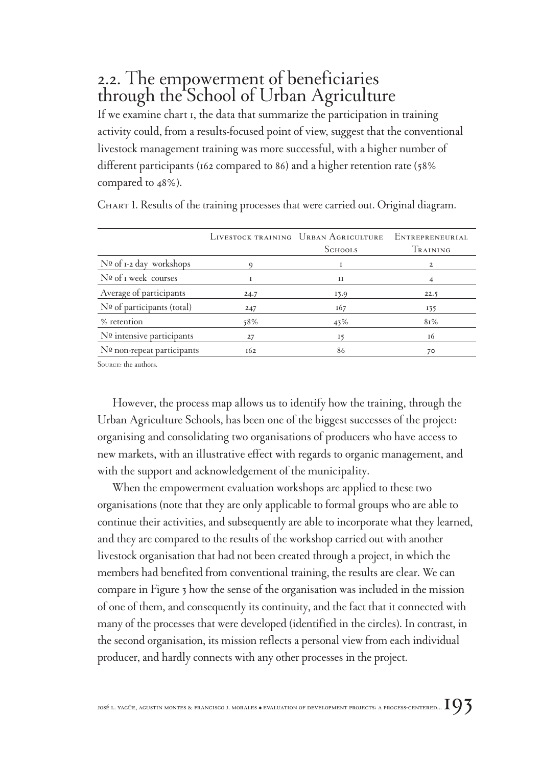## 2.2. The empowerment of beneficiaries through the School of Urban Agriculture

If we examine chart 1, the data that summarize the participation in training activity could, from a results-focused point of view, suggest that the conventional livestock management training was more successful, with a higher number of different participants (162 compared to 86) and a higher retention rate (58% compared to 48%).

Chart 1. Results of the training processes that were carried out. Original diagram.

| | Livestock training | Urban Agriculture Schools | Entrepreneurial Training |
|---|---|---|---|
| Nº of 1-2 day workshops | 9 | 1 | 2 |
| Nº of 1 week courses | 1 | 11 | 4 |
| Average of participants | 24.7 | 13.9 | 22.5 |
| Nº of participants (total) | 247 | 167 | 135 |
| % retention | 58% | 43% | 81% |
| Nº intensive participants | 27 | 15 | 16 |
| Nº non-repeat participants | 162 | 86 | 70 |

Source: the authors.

However, the process map allows us to identify how the training, through the Urban Agriculture Schools, has been one of the biggest successes of the project: organising and consolidating two organisations of producers who have access to new markets, with an illustrative effect with regards to organic management, and with the support and acknowledgement of the municipality.

When the empowerment evaluation workshops are applied to these two organisations (note that they are only applicable to formal groups who are able to continue their activities, and subsequently are able to incorporate what they learned, and they are compared to the results of the workshop carried out with another livestock organisation that had not been created through a project, in which the members had benefited from conventional training, the results are clear. We can compare in Figure 3 how the sense of the organisation was included in the mission of one of them, and consequently its continuity, and the fact that it connected with many of the processes that were developed (identified in the circles). In contrast, in the second organisation, its mission reflects a personal view from each individual producer, and hardly connects with any other processes in the project.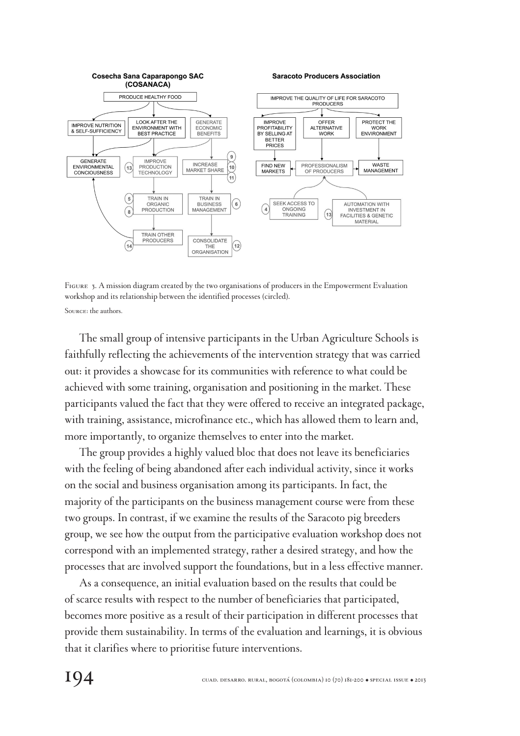Figure 3. A mission diagram created by the two organisations of producers in the Empowerment Evaluation workshop and its relationship between the identified processes (circled).

Source: the authors.

The small group of intensive participants in the Urban Agriculture Schools is faithfully reflecting the achievements of the intervention strategy that was carried out: it provides a showcase for its communities with reference to what could be achieved with some training, organisation and positioning in the market. These participants valued the fact that they were offered to receive an integrated package, with training, assistance, microfinance etc., which has allowed them to learn and, more importantly, to organize themselves to enter into the market.

The group provides a highly valued bloc that does not leave its beneficiaries with the feeling of being abandoned after each individual activity, since it works on the social and business organisation among its participants. In fact, the majority of the participants on the business management course were from these two groups. In contrast, if we examine the results of the Saracoto pig breeders group, we see how the output from the participative evaluation workshop does not correspond with an implemented strategy, rather a desired strategy, and how the processes that are involved support the foundations, but in a less effective manner.

As a consequence, an initial evaluation based on the results that could be of scarce results with respect to the number of beneficiaries that participated, becomes more positive as a result of their participation in different processes that provide them sustainability. In terms of the evaluation and learnings, it is obvious that it clarifies where to prioritise future interventions.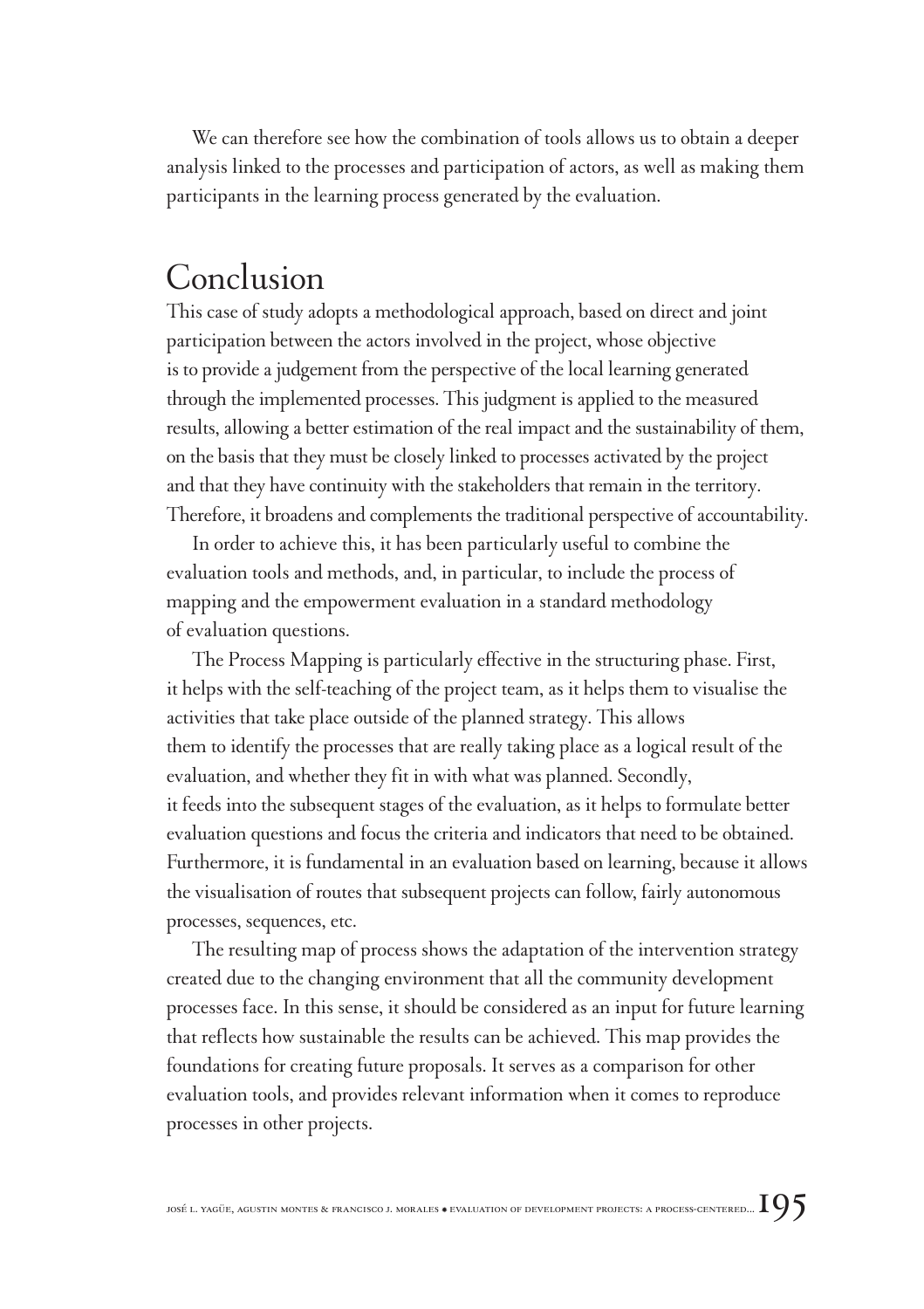We can therefore see how the combination of tools allows us to obtain a deeper analysis linked to the processes and participation of actors, as well as making them participants in the learning process generated by the evaluation.

## Conclusion

This case of study adopts a methodological approach, based on direct and joint participation between the actors involved in the project, whose objective is to provide a judgement from the perspective of the local learning generated through the implemented processes. This judgment is applied to the measured results, allowing a better estimation of the real impact and the sustainability of them, on the basis that they must be closely linked to processes activated by the project and that they have continuity with the stakeholders that remain in the territory. Therefore, it broadens and complements the traditional perspective of accountability.

In order to achieve this, it has been particularly useful to combine the evaluation tools and methods, and, in particular, to include the process of mapping and the empowerment evaluation in a standard methodology of evaluation questions.

The Process Mapping is particularly effective in the structuring phase. First, it helps with the self-teaching of the project team, as it helps them to visualise the activities that take place outside of the planned strategy. This allows them to identify the processes that are really taking place as a logical result of the evaluation, and whether they fit in with what was planned. Secondly, it feeds into the subsequent stages of the evaluation, as it helps to formulate better evaluation questions and focus the criteria and indicators that need to be obtained. Furthermore, it is fundamental in an evaluation based on learning, because it allows the visualisation of routes that subsequent projects can follow, fairly autonomous processes, sequences, etc.

The resulting map of process shows the adaptation of the intervention strategy created due to the changing environment that all the community development processes face. In this sense, it should be considered as an input for future learning that reflects how sustainable the results can be achieved. This map provides the foundations for creating future proposals. It serves as a comparison for other evaluation tools, and provides relevant information when it comes to reproduce processes in other projects.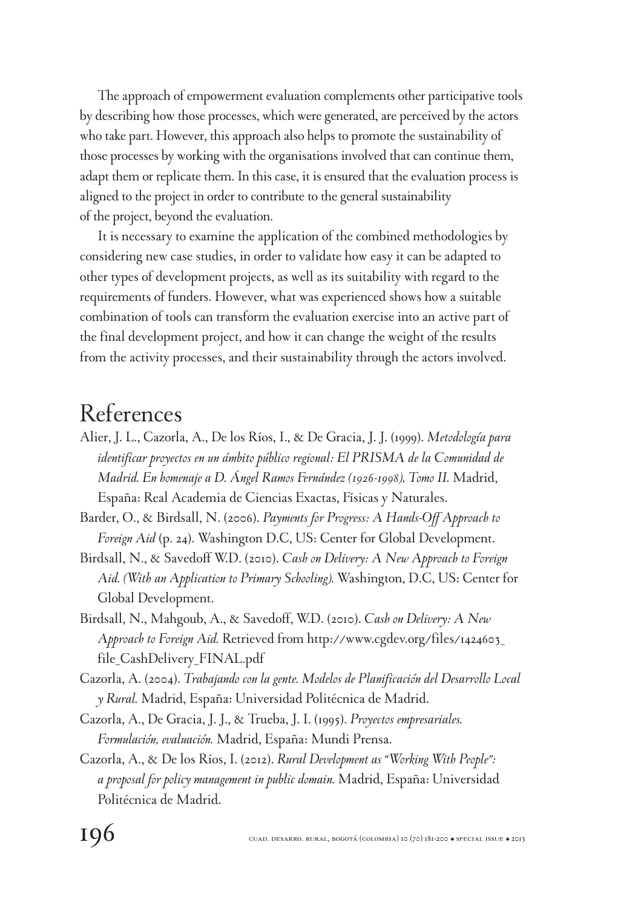The approach of empowerment evaluation complements other participative tools by describing how those processes, which were generated, are perceived by the actors who take part. However, this approach also helps to promote the sustainability of those processes by working with the organisations involved that can continue them, adapt them or replicate them. In this case, it is ensured that the evaluation process is aligned to the project in order to contribute to the general sustainability of the project, beyond the evaluation.

It is necessary to examine the application of the combined methodologies by considering new case studies, in order to validate how easy it can be adapted to other types of development projects, as well as its suitability with regard to the requirements of funders. However, what was experienced shows how a suitable combination of tools can transform the evaluation exercise into an active part of the final development project, and how it can change the weight of the results from the activity processes, and their sustainability through the actors involved.

# References

Alier, J. L., Cazorla, A., De los Ríos, I., & De Gracia, J. J. (1999). *Metodología para identificar proyectos en un ámbito público regional: El PRISMA de la Comunidad de Madrid. En homenaje a D. Ángel Ramos Fernández (1926-1998), Tomo II.* Madrid, España: Real Academia de Ciencias Exactas, Físicas y Naturales.

Barder, O., & Birdsall, N. (2006). *Payments for Progress: A Hands-Off Approach to Foreign Aid* (p. 24). Washington D.C, US: Center for Global Development.

Birdsall, N., & Savedoff W.D. (2010). *Cash on Delivery: A New Approach to Foreign Aid. (With an Application to Primary Schooling).* Washington, D.C, US: Center for Global Development.

Birdsall, N., Mahgoub, A., & Savedoff, W.D. (2010). *Cash on Delivery: A New Approach to Foreign Aid.* Retrieved from http://www.cgdev.org/files/1424603_file_CashDelivery_FINAL.pdf

Cazorla, A. (2004). *Trabajando con la gente. Modelos de Planificación del Desarrollo Local y Rural.* Madrid, España: Universidad Politécnica de Madrid.

Cazorla, A., De Gracia, J. J., & Trueba, J. I. (1995). *Proyectos empresariales. Formulación, evaluación.* Madrid, España: Mundi Prensa.

Cazorla, A., & De los Ríos, I. (2012). *Rural Development as "Working With People": a proposal for policy management in public domain.* Madrid, España: Universidad Politécnica de Madrid.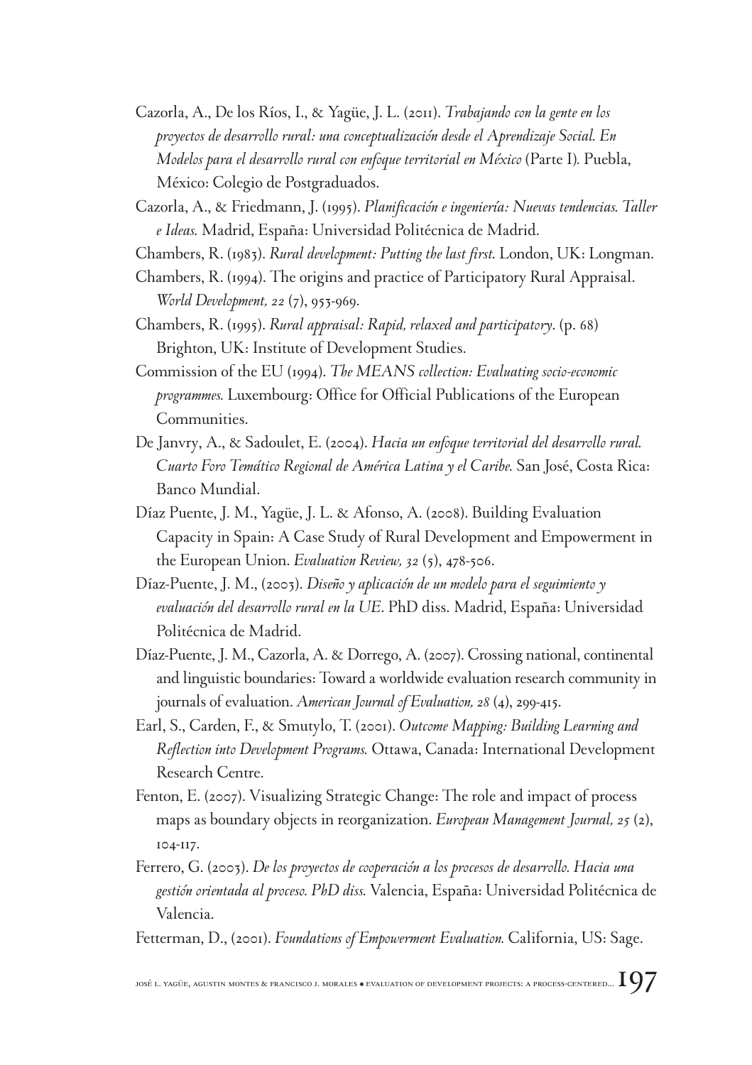Cazorla, A., De los Ríos, I., & Yagüe, J. L. (2011). *Trabajando con la gente en los proyectos de desarrollo rural: una conceptualización desde el Aprendizaje Social. En Modelos para el desarrollo rural con enfoque territorial en México* (Parte I). Puebla, México: Colegio de Postgraduados.

Cazorla, A., & Friedmann, J. (1995). *Planificación e ingeniería: Nuevas tendencias. Taller e Ideas.* Madrid, España: Universidad Politécnica de Madrid.

Chambers, R. (1983). *Rural development: Putting the last first.* London, UK: Longman.

Chambers, R. (1994). The origins and practice of Participatory Rural Appraisal. *World Development, 22* (7), 953-969.

Chambers, R. (1995). *Rural appraisal: Rapid, relaxed and participatory*. (p. 68) Brighton, UK: Institute of Development Studies.

Commission of the EU (1994). *The MEANS collection: Evaluating socio-economic programmes.* Luxembourg: Office for Official Publications of the European Communities.

De Janvry, A., & Sadoulet, E. (2004). *Hacia un enfoque territorial del desarrollo rural. Cuarto Foro Temático Regional de América Latina y el Caribe.* San José, Costa Rica: Banco Mundial.

Díaz Puente, J. M., Yagüe, J. L. & Afonso, A. (2008). Building Evaluation Capacity in Spain: A Case Study of Rural Development and Empowerment in the European Union. *Evaluation Review, 32* (5), 478-506.

Díaz-Puente, J. M., (2003). *Diseño y aplicación de un modelo para el seguimiento y evaluación del desarrollo rural en la UE*. PhD diss. Madrid, España: Universidad Politécnica de Madrid.

Díaz-Puente, J. M., Cazorla, A. & Dorrego, A. (2007). Crossing national, continental and linguistic boundaries: Toward a worldwide evaluation research community in journals of evaluation. *American Journal of Evaluation, 28* (4), 299-415.

Earl, S., Carden, F., & Smutylo, T. (2001). *Outcome Mapping: Building Learning and Reflection into Development Programs.* Ottawa, Canada: International Development Research Centre.

Fenton, E. (2007). Visualizing Strategic Change: The role and impact of process maps as boundary objects in reorganization. *European Management Journal, 25* (2), 104-117.

Ferrero, G. (2003). *De los proyectos de cooperación a los procesos de desarrollo. Hacia una gestión orientada al proceso. PhD diss.* Valencia, España: Universidad Politécnica de Valencia.

Fetterman, D., (2001). *Foundations of Empowerment Evaluation.* California, US: Sage.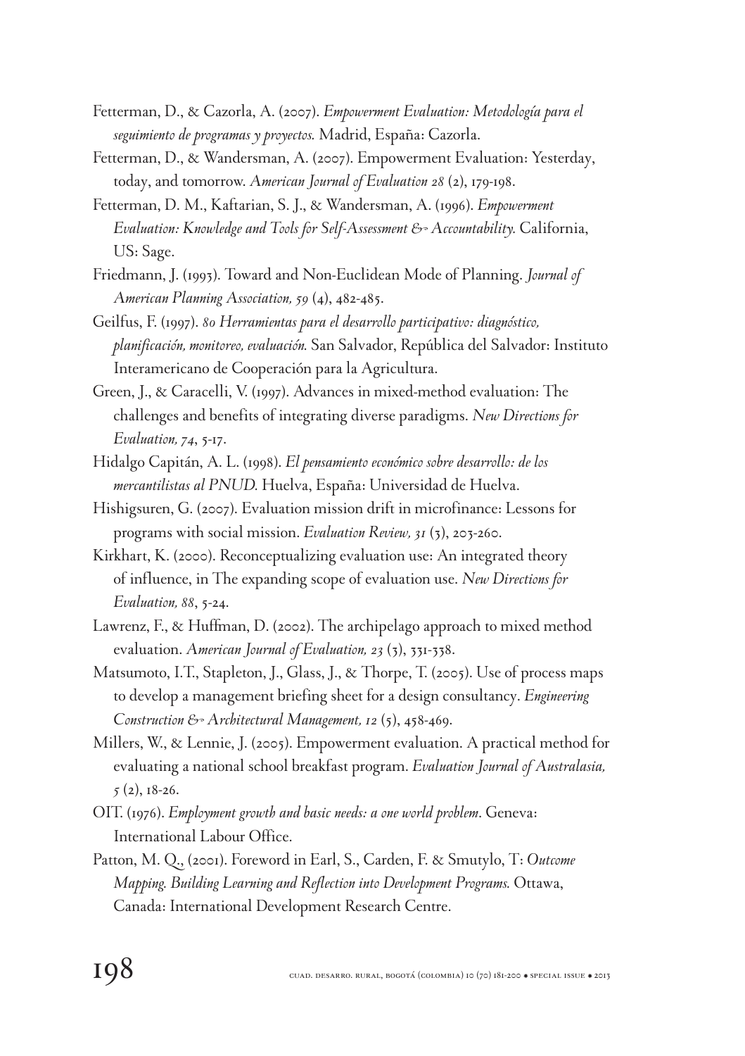Fetterman, D., & Cazorla, A. (2007). *Empowerment Evaluation: Metodología para el seguimiento de programas y proyectos.* Madrid, España: Cazorla.

Fetterman, D., & Wandersman, A. (2007). Empowerment Evaluation: Yesterday, today, and tomorrow. *American Journal of Evaluation 28* (2), 179-198.

Fetterman, D. M., Kaftarian, S. J., & Wandersman, A. (1996). *Empowerment Evaluation: Knowledge and Tools for Self-Assessment & Accountability.* California, US: Sage.

Friedmann, J. (1993). Toward and Non-Euclidean Mode of Planning. *Journal of American Planning Association, 59* (4), 482-485.

Geilfus, F. (1997). *80 Herramientas para el desarrollo participativo: diagnóstico, planificación, monitoreo, evaluación.* San Salvador, República del Salvador: Instituto Interamericano de Cooperación para la Agricultura.

Green, J., & Caracelli, V. (1997). Advances in mixed-method evaluation: The challenges and benefits of integrating diverse paradigms. *New Directions for Evaluation, 74*, 5-17.

Hidalgo Capitán, A. L. (1998). *El pensamiento económico sobre desarrollo: de los mercantilistas al PNUD.* Huelva, España: Universidad de Huelva.

Hishigsuren, G. (2007). Evaluation mission drift in microfinance: Lessons for programs with social mission. *Evaluation Review, 31* (3), 203-260.

Kirkhart, K. (2000). Reconceptualizing evaluation use: An integrated theory of influence, in The expanding scope of evaluation use. *New Directions for Evaluation, 88*, 5-24.

Lawrenz, F., & Huffman, D. (2002). The archipelago approach to mixed method evaluation. *American Journal of Evaluation, 23* (3), 331-338.

Matsumoto, I.T., Stapleton, J., Glass, J., & Thorpe, T. (2005). Use of process maps to develop a management briefing sheet for a design consultancy. *Engineering Construction & Architectural Management, 12* (5), 458-469.

Millers, W., & Lennie, J. (2005). Empowerment evaluation. A practical method for evaluating a national school breakfast program. *Evaluation Journal of Australasia, 5* (2), 18-26.

OIT. (1976). *Employment growth and basic needs: a one world problem*. Geneva: International Labour Office.

Patton, M. Q., (2001). Foreword in Earl, S., Carden, F. & Smutylo, T: *Outcome Mapping. Building Learning and Reflection into Development Programs.* Ottawa, Canada: International Development Research Centre.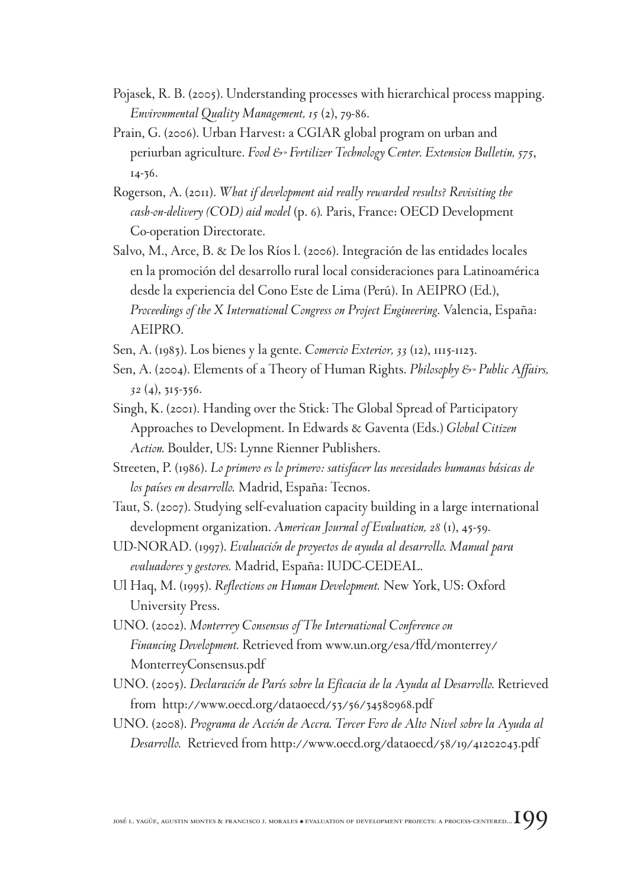Pojasek, R. B. (2005). Understanding processes with hierarchical process mapping. *Environmental Quality Management, 15* (2), 79-86.

Prain, G. (2006). Urban Harvest: a CGIAR global program on urban and periurban agriculture. *Food & Fertilizer Technology Center. Extension Bulletin, 575*, 14-36.

Rogerson, A. (2011). *What if development aid really rewarded results? Revisiting the cash-on-delivery (COD) aid model* (p. 6). Paris, France: OECD Development Co-operation Directorate.

Salvo, M., Arce, B. & De los Ríos l. (2006). Integración de las entidades locales en la promoción del desarrollo rural local consideraciones para Latinoamérica desde la experiencia del Cono Este de Lima (Perú). In AEIPRO (Ed.), *Proceedings of the X International Congress on Project Engineering*. Valencia, España: AEIPRO.

Sen, A. (1983). Los bienes y la gente. *Comercio Exterior, 33* (12), 1115-1123.

Sen, A. (2004). Elements of a Theory of Human Rights. *Philosophy & Public Affairs, 32* (4), 315-356.

Singh, K. (2001). Handing over the Stick: The Global Spread of Participatory Approaches to Development. In Edwards & Gaventa (Eds.) *Global Citizen Action.* Boulder, US: Lynne Rienner Publishers.

Streeten, P. (1986). *Lo primero es lo primero: satisfacer las necesidades humanas básicas de los países en desarrollo.* Madrid, España: Tecnos.

Taut, S. (2007). Studying self-evaluation capacity building in a large international development organization. *American Journal of Evaluation, 28* (1), 45-59.

UD-NORAD. (1997). *Evaluación de proyectos de ayuda al desarrollo. Manual para evaluadores y gestores.* Madrid, España: IUDC-CEDEAL.

Ul Haq, M. (1995). *Reflections on Human Development.* New York, US: Oxford University Press.

UNO. (2002). *Monterrey Consensus of The International Conference on Financing Development.* Retrieved from www.un.org/esa/ffd/monterrey/MonterreyConsensus.pdf

UNO. (2005). *Declaración de París sobre la Eficacia de la Ayuda al Desarrollo.* Retrieved from http://www.oecd.org/dataoecd/53/56/34580968.pdf

UNO. (2008). *Programa de Acción de Accra. Tercer Foro de Alto Nivel sobre la Ayuda al Desarrollo.* Retrieved from http://www.oecd.org/dataoecd/58/19/41202043.pdf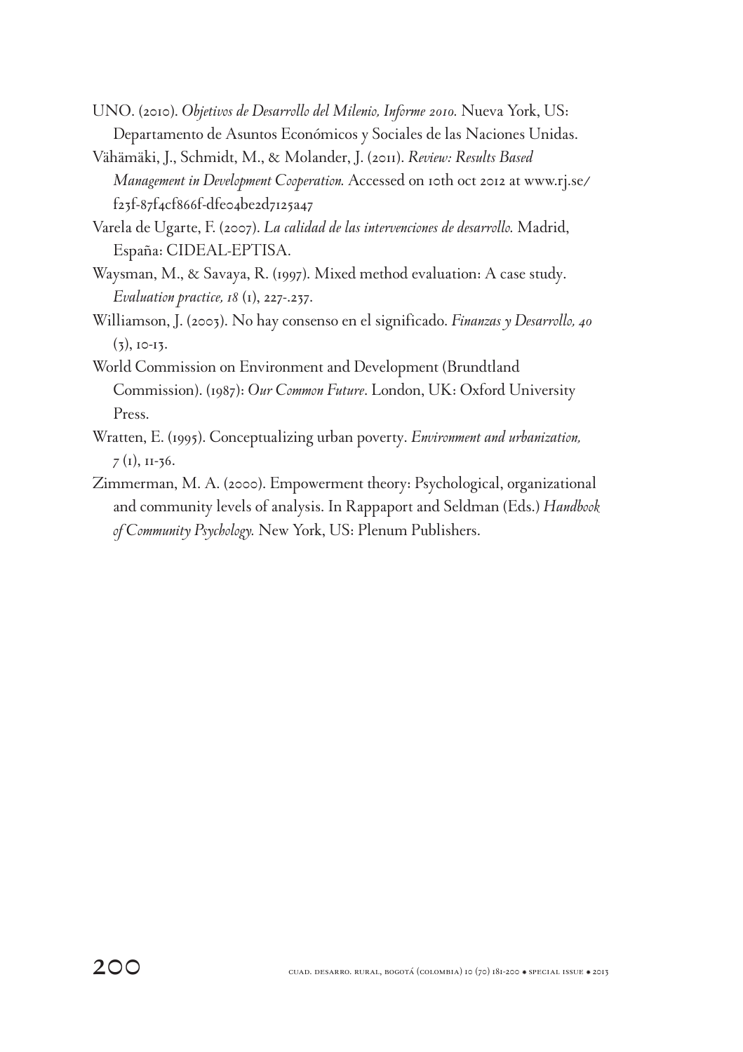UNO. (2010). *Objetivos de Desarrollo del Milenio, Informe 2010.* Nueva York, US: Departamento de Asuntos Económicos y Sociales de las Naciones Unidas.

Vähämäki, J., Schmidt, M., & Molander, J. (2011). *Review: Results Based Management in Development Cooperation.* Accessed on 10th oct 2012 at www.rj.se/f23f-87f4cf866f-dfe04be2d7125a47

Varela de Ugarte, F. (2007). *La calidad de las intervenciones de desarrollo.* Madrid, España: CIDEAL-EPTISA.

Waysman, M., & Savaya, R. (1997). Mixed method evaluation: A case study. *Evaluation practice, 18* (1), 227-.237.

Williamson, J. (2003). No hay consenso en el significado. *Finanzas y Desarrollo, 40* (3), 10-13.

World Commission on Environment and Development (Brundtland Commission). (1987): *Our Common Future*. London, UK: Oxford University Press.

Wratten, E. (1995). Conceptualizing urban poverty. *Environment and urbanization, 7* (1), 11-36.

Zimmerman, M. A. (2000). Empowerment theory: Psychological, organizational and community levels of analysis. In Rappaport and Seldman (Eds.) *Handbook of Community Psychology.* New York, US: Plenum Publishers.